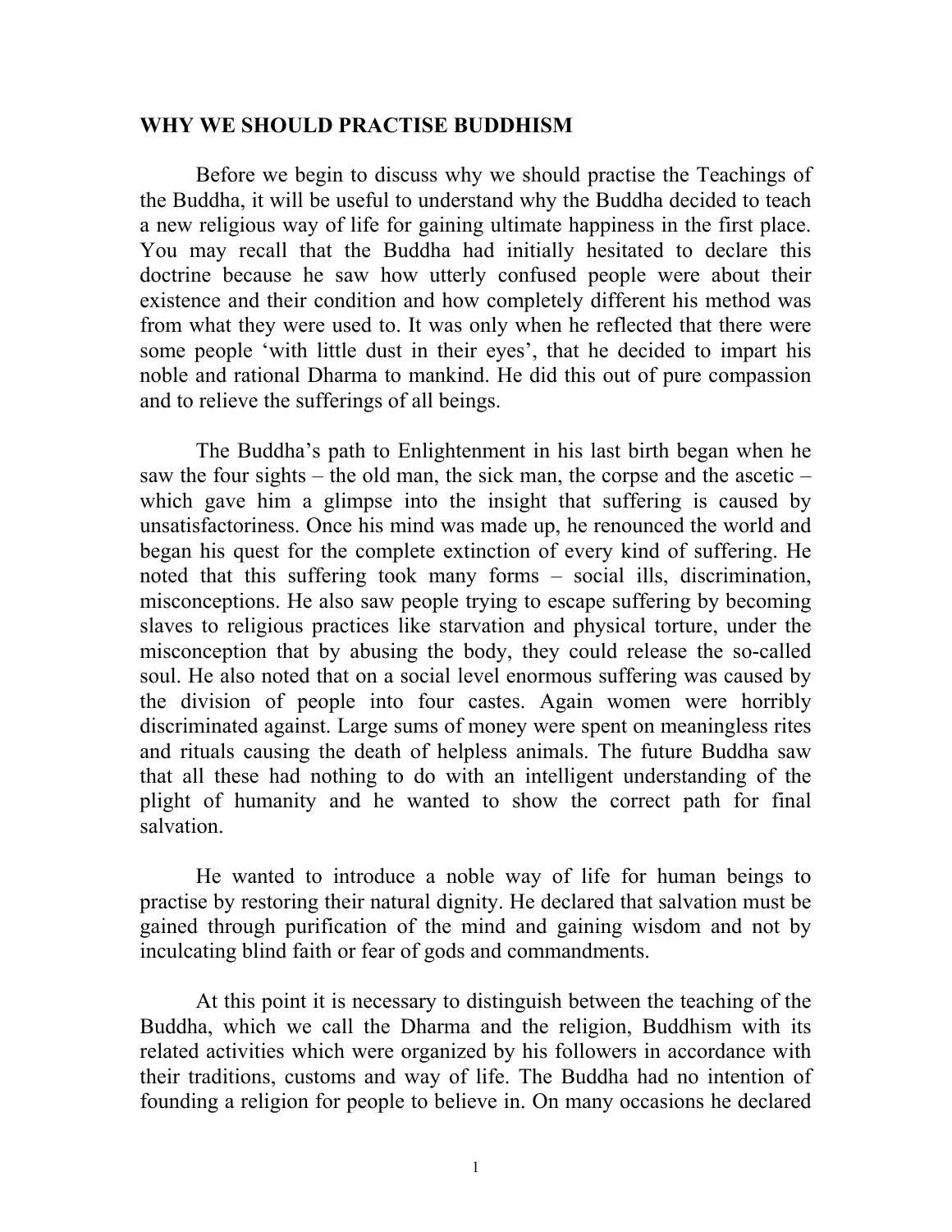# WHY WE SHOULD PRACTISE BUDDHISM

Before we begin to discuss why we should practise the Teachings of the Buddha, it will be useful to understand why the Buddha decided to teach a new religious way of life for gaining ultimate happiness in the first place. You may recall that the Buddha had initially hesitated to declare this doctrine because he saw how utterly confused people were about their existence and their condition and how completely different his method was from what they were used to. It was only when he reflected that there were some people 'with little dust in their eyes', that he decided to impart his noble and rational Dharma to mankind. He did this out of pure compassion and to relieve the sufferings of all beings.

The Buddha's path to Enlightenment in his last birth began when he saw the four sights – the old man, the sick man, the corpse and the ascetic – which gave him a glimpse into the insight that suffering is caused by unsatisfactoriness. Once his mind was made up, he renounced the world and began his quest for the complete extinction of every kind of suffering. He noted that this suffering took many forms – social ills, discrimination, misconceptions. He also saw people trying to escape suffering by becoming slaves to religious practices like starvation and physical torture, under the misconception that by abusing the body, they could release the so-called soul. He also noted that on a social level enormous suffering was caused by the division of people into four castes. Again women were horribly discriminated against. Large sums of money were spent on meaningless rites and rituals causing the death of helpless animals. The future Buddha saw that all these had nothing to do with an intelligent understanding of the plight of humanity and he wanted to show the correct path for final salvation.

He wanted to introduce a noble way of life for human beings to practise by restoring their natural dignity. He declared that salvation must be gained through purification of the mind and gaining wisdom and not by inculcating blind faith or fear of gods and commandments.

At this point it is necessary to distinguish between the teaching of the Buddha, which we call the Dharma and the religion, Buddhism with its related activities which were organized by his followers in accordance with their traditions, customs and way of life. The Buddha had no intention of founding a religion for people to believe in. On many occasions he declared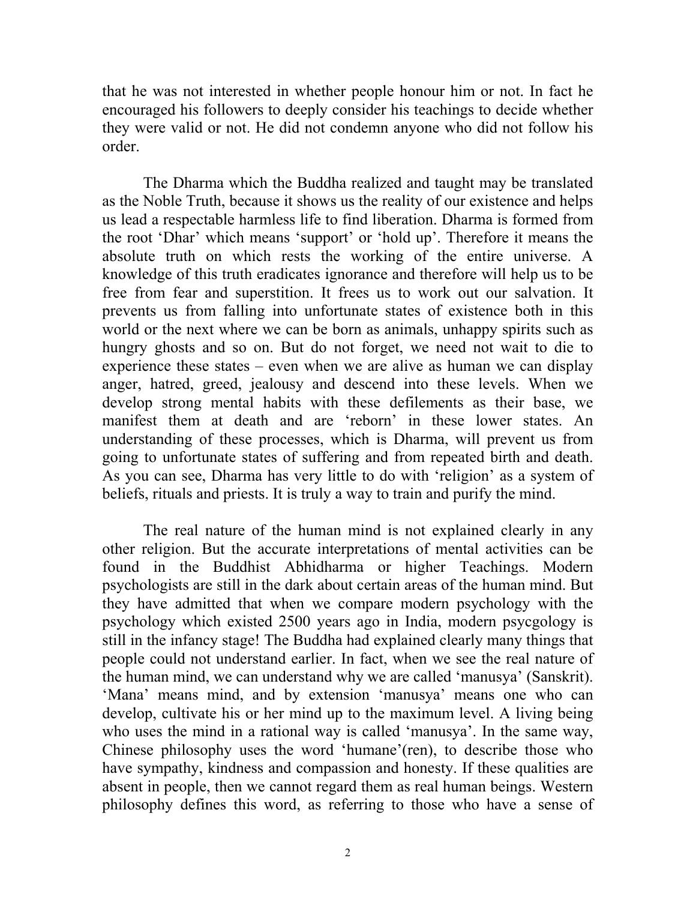that he was not interested in whether people honour him or not. In fact he encouraged his followers to deeply consider his teachings to decide whether they were valid or not. He did not condemn anyone who did not follow his order.

The Dharma which the Buddha realized and taught may be translated as the Noble Truth, because it shows us the reality of our existence and helps us lead a respectable harmless life to find liberation. Dharma is formed from the root 'Dhar' which means 'support' or 'hold up'. Therefore it means the absolute truth on which rests the working of the entire universe. A knowledge of this truth eradicates ignorance and therefore will help us to be free from fear and superstition. It frees us to work out our salvation. It prevents us from falling into unfortunate states of existence both in this world or the next where we can be born as animals, unhappy spirits such as hungry ghosts and so on. But do not forget, we need not wait to die to experience these states – even when we are alive as human we can display anger, hatred, greed, jealousy and descend into these levels. When we develop strong mental habits with these defilements as their base, we manifest them at death and are 'reborn' in these lower states. An understanding of these processes, which is Dharma, will prevent us from going to unfortunate states of suffering and from repeated birth and death. As you can see, Dharma has very little to do with 'religion' as a system of beliefs, rituals and priests. It is truly a way to train and purify the mind.

The real nature of the human mind is not explained clearly in any other religion. But the accurate interpretations of mental activities can be found in the Buddhist Abhidharma or higher Teachings. Modern psychologists are still in the dark about certain areas of the human mind. But they have admitted that when we compare modern psychology with the psychology which existed 2500 years ago in India, modern psycgology is still in the infancy stage! The Buddha had explained clearly many things that people could not understand earlier. In fact, when we see the real nature of the human mind, we can understand why we are called 'manusya' (Sanskrit). 'Mana' means mind, and by extension 'manusya' means one who can develop, cultivate his or her mind up to the maximum level. A living being who uses the mind in a rational way is called 'manusya'. In the same way, Chinese philosophy uses the word 'humane'(ren), to describe those who have sympathy, kindness and compassion and honesty. If these qualities are absent in people, then we cannot regard them as real human beings. Western philosophy defines this word, as referring to those who have a sense of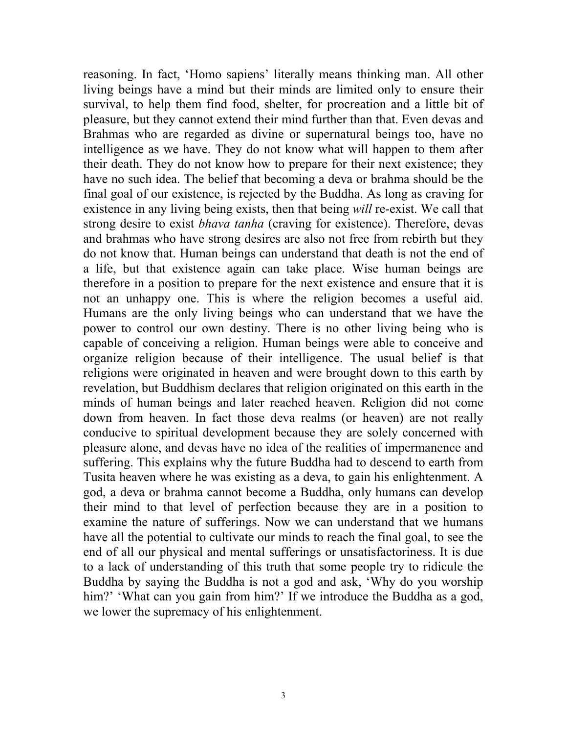reasoning. In fact, 'Homo sapiens' literally means thinking man. All other living beings have a mind but their minds are limited only to ensure their survival, to help them find food, shelter, for procreation and a little bit of pleasure, but they cannot extend their mind further than that. Even devas and Brahmas who are regarded as divine or supernatural beings too, have no intelligence as we have. They do not know what will happen to them after their death. They do not know how to prepare for their next existence; they have no such idea. The belief that becoming a deva or brahma should be the final goal of our existence, is rejected by the Buddha. As long as craving for existence in any living being exists, then that being *will* re-exist. We call that strong desire to exist *bhava tanha* (craving for existence). Therefore, devas and brahmas who have strong desires are also not free from rebirth but they do not know that. Human beings can understand that death is not the end of a life, but that existence again can take place. Wise human beings are therefore in a position to prepare for the next existence and ensure that it is not an unhappy one. This is where the religion becomes a useful aid. Humans are the only living beings who can understand that we have the power to control our own destiny. There is no other living being who is capable of conceiving a religion. Human beings were able to conceive and organize religion because of their intelligence. The usual belief is that religions were originated in heaven and were brought down to this earth by revelation, but Buddhism declares that religion originated on this earth in the minds of human beings and later reached heaven. Religion did not come down from heaven. In fact those deva realms (or heaven) are not really conducive to spiritual development because they are solely concerned with pleasure alone, and devas have no idea of the realities of impermanence and suffering. This explains why the future Buddha had to descend to earth from Tusita heaven where he was existing as a deva, to gain his enlightenment. A god, a deva or brahma cannot become a Buddha, only humans can develop their mind to that level of perfection because they are in a position to examine the nature of sufferings. Now we can understand that we humans have all the potential to cultivate our minds to reach the final goal, to see the end of all our physical and mental sufferings or unsatisfactoriness. It is due to a lack of understanding of this truth that some people try to ridicule the Buddha by saying the Buddha is not a god and ask, 'Why do you worship him?' 'What can you gain from him?' If we introduce the Buddha as a god, we lower the supremacy of his enlightenment.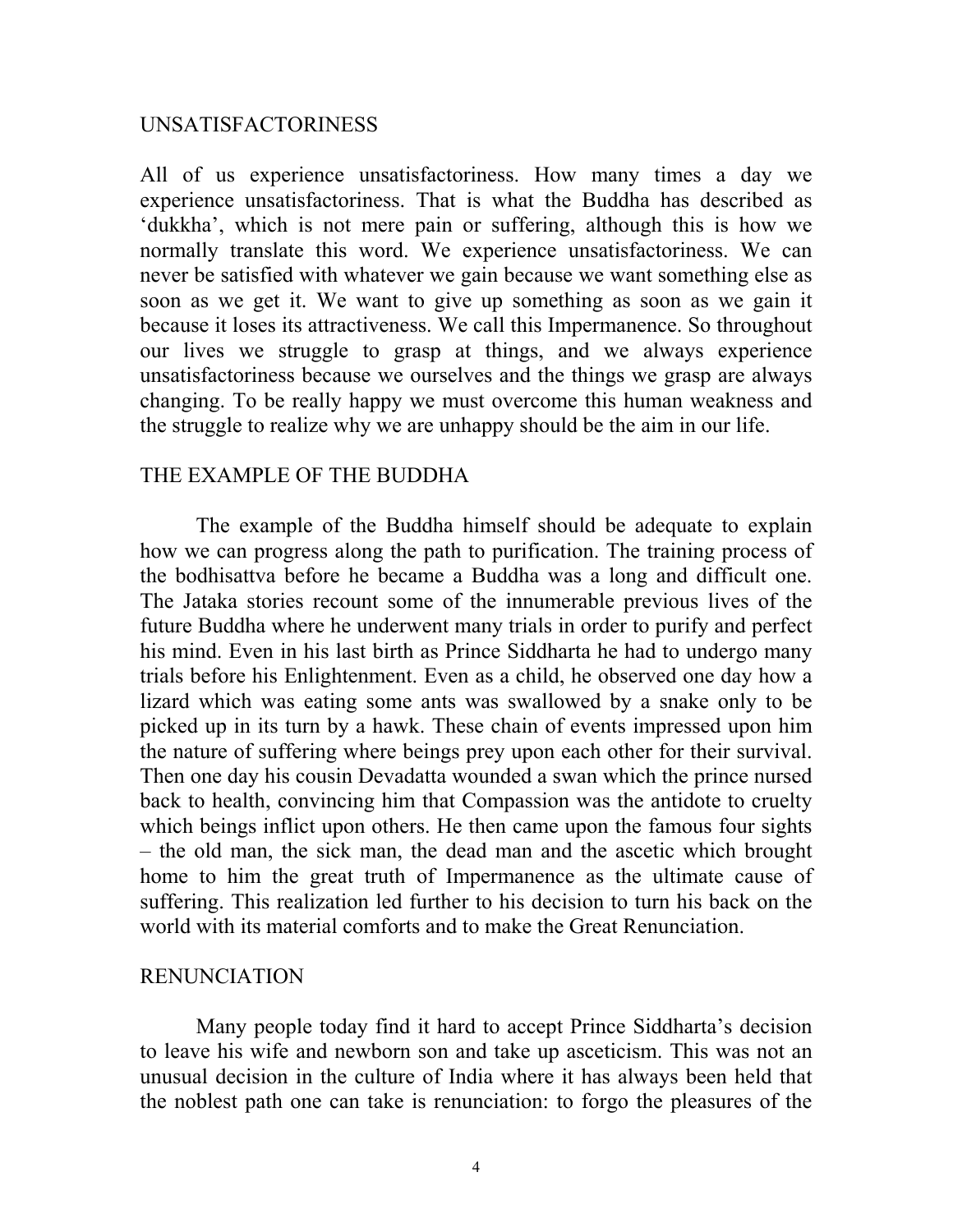## UNSATISFACTORINESS

All of us experience unsatisfactoriness. How many times a day we experience unsatisfactoriness. That is what the Buddha has described as 'dukkha', which is not mere pain or suffering, although this is how we normally translate this word. We experience unsatisfactoriness. We can never be satisfied with whatever we gain because we want something else as soon as we get it. We want to give up something as soon as we gain it because it loses its attractiveness. We call this Impermanence. So throughout our lives we struggle to grasp at things, and we always experience unsatisfactoriness because we ourselves and the things we grasp are always changing. To be really happy we must overcome this human weakness and the struggle to realize why we are unhappy should be the aim in our life.

## THE EXAMPLE OF THE BUDDHA

The example of the Buddha himself should be adequate to explain how we can progress along the path to purification. The training process of the bodhisattva before he became a Buddha was a long and difficult one. The Jataka stories recount some of the innumerable previous lives of the future Buddha where he underwent many trials in order to purify and perfect his mind. Even in his last birth as Prince Siddharta he had to undergo many trials before his Enlightenment. Even as a child, he observed one day how a lizard which was eating some ants was swallowed by a snake only to be picked up in its turn by a hawk. These chain of events impressed upon him the nature of suffering where beings prey upon each other for their survival. Then one day his cousin Devadatta wounded a swan which the prince nursed back to health, convincing him that Compassion was the antidote to cruelty which beings inflict upon others. He then came upon the famous four sights – the old man, the sick man, the dead man and the ascetic which brought home to him the great truth of Impermanence as the ultimate cause of suffering. This realization led further to his decision to turn his back on the world with its material comforts and to make the Great Renunciation.

## RENUNCIATION

Many people today find it hard to accept Prince Siddharta's decision to leave his wife and newborn son and take up asceticism. This was not an unusual decision in the culture of India where it has always been held that the noblest path one can take is renunciation: to forgo the pleasures of the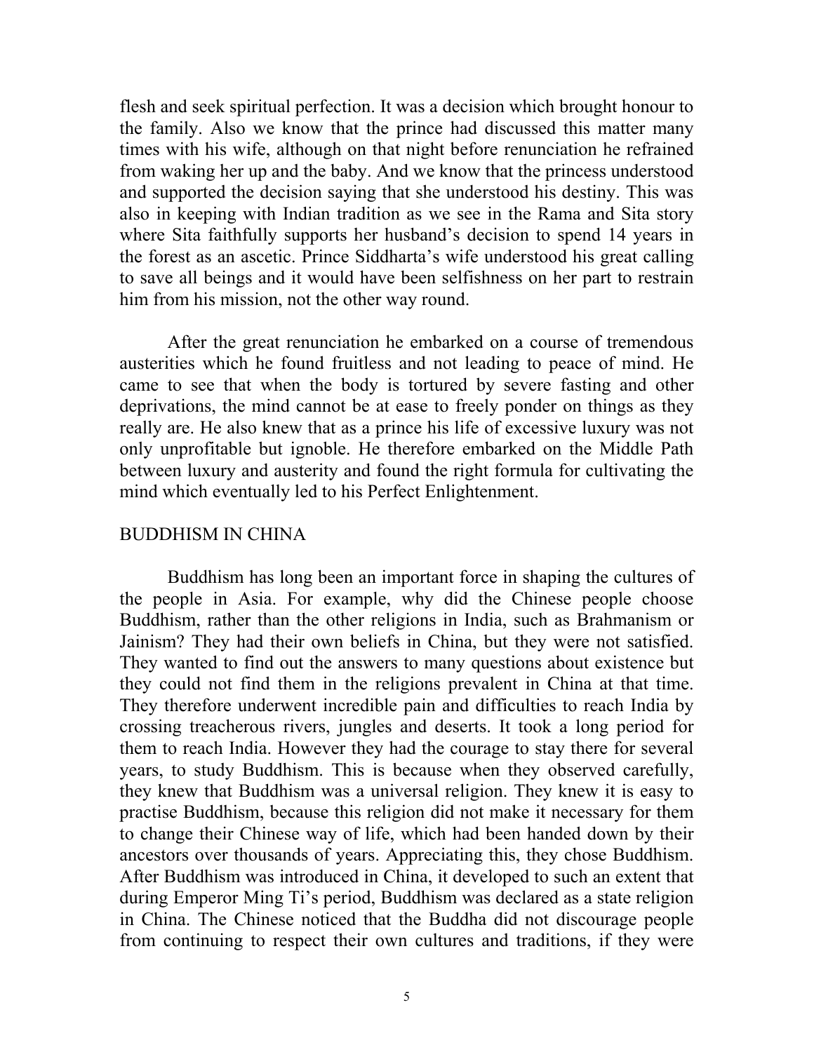flesh and seek spiritual perfection. It was a decision which brought honour to the family. Also we know that the prince had discussed this matter many times with his wife, although on that night before renunciation he refrained from waking her up and the baby. And we know that the princess understood and supported the decision saying that she understood his destiny. This was also in keeping with Indian tradition as we see in the Rama and Sita story where Sita faithfully supports her husband's decision to spend 14 years in the forest as an ascetic. Prince Siddharta's wife understood his great calling to save all beings and it would have been selfishness on her part to restrain him from his mission, not the other way round.

After the great renunciation he embarked on a course of tremendous austerities which he found fruitless and not leading to peace of mind. He came to see that when the body is tortured by severe fasting and other deprivations, the mind cannot be at ease to freely ponder on things as they really are. He also knew that as a prince his life of excessive luxury was not only unprofitable but ignoble. He therefore embarked on the Middle Path between luxury and austerity and found the right formula for cultivating the mind which eventually led to his Perfect Enlightenment.

## BUDDHISM IN CHINA

Buddhism has long been an important force in shaping the cultures of the people in Asia. For example, why did the Chinese people choose Buddhism, rather than the other religions in India, such as Brahmanism or Jainism? They had their own beliefs in China, but they were not satisfied. They wanted to find out the answers to many questions about existence but they could not find them in the religions prevalent in China at that time. They therefore underwent incredible pain and difficulties to reach India by crossing treacherous rivers, jungles and deserts. It took a long period for them to reach India. However they had the courage to stay there for several years, to study Buddhism. This is because when they observed carefully, they knew that Buddhism was a universal religion. They knew it is easy to practise Buddhism, because this religion did not make it necessary for them to change their Chinese way of life, which had been handed down by their ancestors over thousands of years. Appreciating this, they chose Buddhism. After Buddhism was introduced in China, it developed to such an extent that during Emperor Ming Ti's period, Buddhism was declared as a state religion in China. The Chinese noticed that the Buddha did not discourage people from continuing to respect their own cultures and traditions, if they were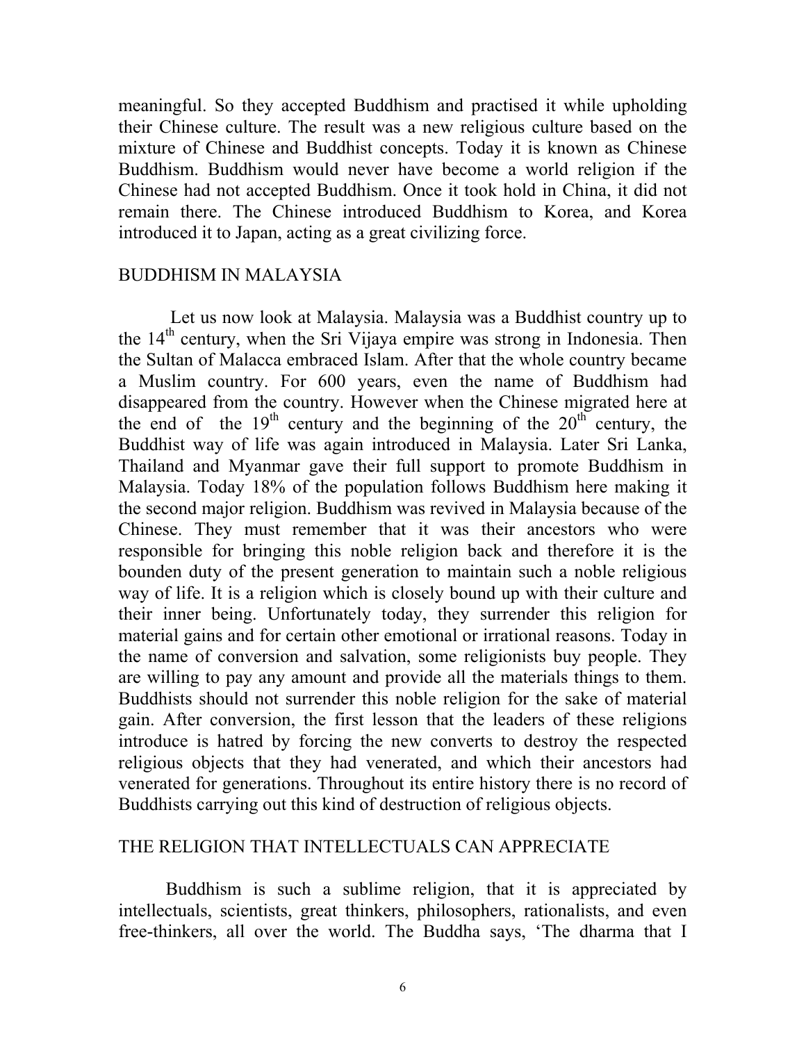meaningful. So they accepted Buddhism and practised it while upholding their Chinese culture. The result was a new religious culture based on the mixture of Chinese and Buddhist concepts. Today it is known as Chinese Buddhism. Buddhism would never have become a world religion if the Chinese had not accepted Buddhism. Once it took hold in China, it did not remain there. The Chinese introduced Buddhism to Korea, and Korea introduced it to Japan, acting as a great civilizing force.

## BUDDHISM IN MALAYSIA

Let us now look at Malaysia. Malaysia was a Buddhist country up to the 14th century, when the Sri Vijaya empire was strong in Indonesia. Then the Sultan of Malacca embraced Islam. After that the whole country became a Muslim country. For 600 years, even the name of Buddhism had disappeared from the country. However when the Chinese migrated here at the end of the 19th century and the beginning of the 20th century, the Buddhist way of life was again introduced in Malaysia. Later Sri Lanka, Thailand and Myanmar gave their full support to promote Buddhism in Malaysia. Today 18% of the population follows Buddhism here making it the second major religion. Buddhism was revived in Malaysia because of the Chinese. They must remember that it was their ancestors who were responsible for bringing this noble religion back and therefore it is the bounden duty of the present generation to maintain such a noble religious way of life. It is a religion which is closely bound up with their culture and their inner being. Unfortunately today, they surrender this religion for material gains and for certain other emotional or irrational reasons. Today in the name of conversion and salvation, some religionists buy people. They are willing to pay any amount and provide all the materials things to them. Buddhists should not surrender this noble religion for the sake of material gain. After conversion, the first lesson that the leaders of these religions introduce is hatred by forcing the new converts to destroy the respected religious objects that they had venerated, and which their ancestors had venerated for generations. Throughout its entire history there is no record of Buddhists carrying out this kind of destruction of religious objects.

## THE RELIGION THAT INTELLECTUALS CAN APPRECIATE

Buddhism is such a sublime religion, that it is appreciated by intellectuals, scientists, great thinkers, philosophers, rationalists, and even free-thinkers, all over the world. The Buddha says, 'The dharma that I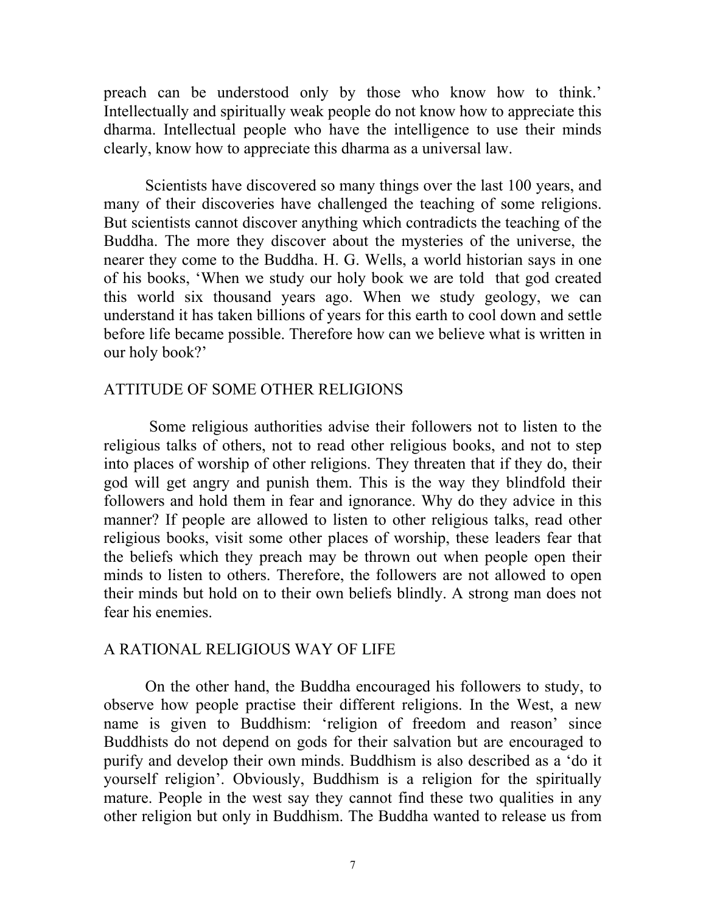preach can be understood only by those who know how to think.' Intellectually and spiritually weak people do not know how to appreciate this dharma. Intellectual people who have the intelligence to use their minds clearly, know how to appreciate this dharma as a universal law.

Scientists have discovered so many things over the last 100 years, and many of their discoveries have challenged the teaching of some religions. But scientists cannot discover anything which contradicts the teaching of the Buddha. The more they discover about the mysteries of the universe, the nearer they come to the Buddha. H. G. Wells, a world historian says in one of his books, 'When we study our holy book we are told that god created this world six thousand years ago. When we study geology, we can understand it has taken billions of years for this earth to cool down and settle before life became possible. Therefore how can we believe what is written in our holy book?'

## ATTITUDE OF SOME OTHER RELIGIONS

Some religious authorities advise their followers not to listen to the religious talks of others, not to read other religious books, and not to step into places of worship of other religions. They threaten that if they do, their god will get angry and punish them. This is the way they blindfold their followers and hold them in fear and ignorance. Why do they advice in this manner? If people are allowed to listen to other religious talks, read other religious books, visit some other places of worship, these leaders fear that the beliefs which they preach may be thrown out when people open their minds to listen to others. Therefore, the followers are not allowed to open their minds but hold on to their own beliefs blindly. A strong man does not fear his enemies.

## A RATIONAL RELIGIOUS WAY OF LIFE

On the other hand, the Buddha encouraged his followers to study, to observe how people practise their different religions. In the West, a new name is given to Buddhism: 'religion of freedom and reason' since Buddhists do not depend on gods for their salvation but are encouraged to purify and develop their own minds. Buddhism is also described as a 'do it yourself religion'. Obviously, Buddhism is a religion for the spiritually mature. People in the west say they cannot find these two qualities in any other religion but only in Buddhism. The Buddha wanted to release us from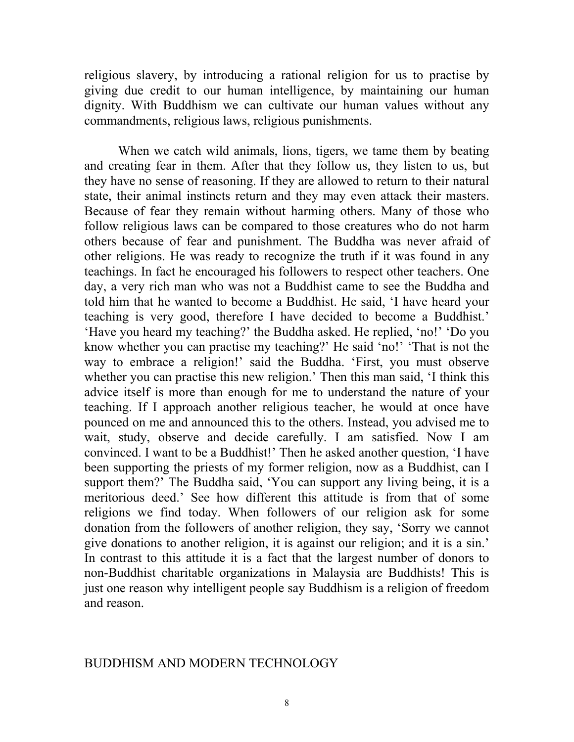religious slavery, by introducing a rational religion for us to practise by giving due credit to our human intelligence, by maintaining our human dignity. With Buddhism we can cultivate our human values without any commandments, religious laws, religious punishments.

When we catch wild animals, lions, tigers, we tame them by beating and creating fear in them. After that they follow us, they listen to us, but they have no sense of reasoning. If they are allowed to return to their natural state, their animal instincts return and they may even attack their masters. Because of fear they remain without harming others. Many of those who follow religious laws can be compared to those creatures who do not harm others because of fear and punishment. The Buddha was never afraid of other religions. He was ready to recognize the truth if it was found in any teachings. In fact he encouraged his followers to respect other teachers. One day, a very rich man who was not a Buddhist came to see the Buddha and told him that he wanted to become a Buddhist. He said, 'I have heard your teaching is very good, therefore I have decided to become a Buddhist.' 'Have you heard my teaching?' the Buddha asked. He replied, 'no!' 'Do you know whether you can practise my teaching?' He said 'no!' 'That is not the way to embrace a religion!' said the Buddha. 'First, you must observe whether you can practise this new religion.' Then this man said, 'I think this advice itself is more than enough for me to understand the nature of your teaching. If I approach another religious teacher, he would at once have pounced on me and announced this to the others. Instead, you advised me to wait, study, observe and decide carefully. I am satisfied. Now I am convinced. I want to be a Buddhist!' Then he asked another question, 'I have been supporting the priests of my former religion, now as a Buddhist, can I support them?' The Buddha said, 'You can support any living being, it is a meritorious deed.' See how different this attitude is from that of some religions we find today. When followers of our religion ask for some donation from the followers of another religion, they say, 'Sorry we cannot give donations to another religion, it is against our religion; and it is a sin.' In contrast to this attitude it is a fact that the largest number of donors to non-Buddhist charitable organizations in Malaysia are Buddhists! This is just one reason why intelligent people say Buddhism is a religion of freedom and reason.

## BUDDHISM AND MODERN TECHNOLOGY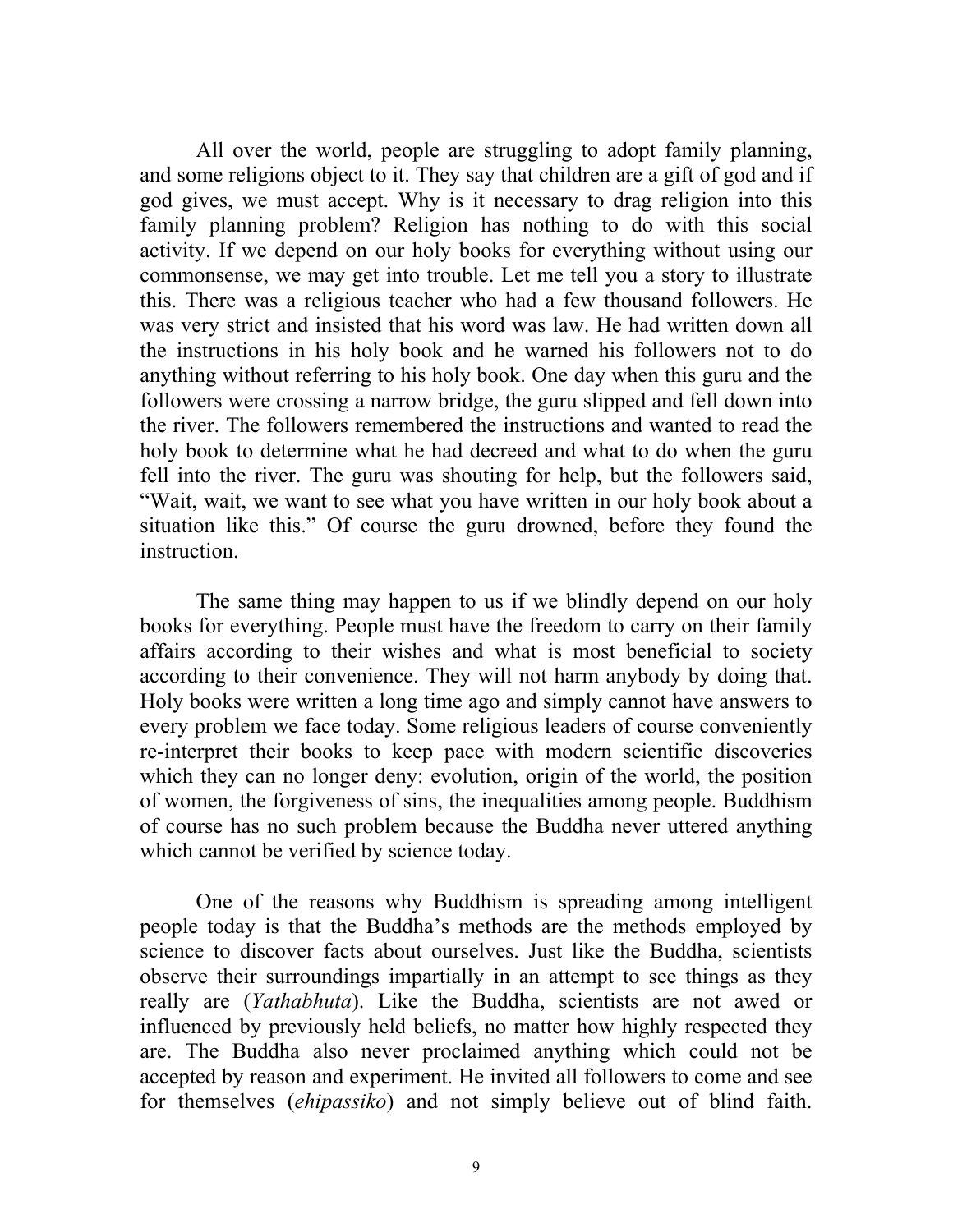All over the world, people are struggling to adopt family planning, and some religions object to it. They say that children are a gift of god and if god gives, we must accept. Why is it necessary to drag religion into this family planning problem? Religion has nothing to do with this social activity. If we depend on our holy books for everything without using our commonsense, we may get into trouble. Let me tell you a story to illustrate this. There was a religious teacher who had a few thousand followers. He was very strict and insisted that his word was law. He had written down all the instructions in his holy book and he warned his followers not to do anything without referring to his holy book. One day when this guru and the followers were crossing a narrow bridge, the guru slipped and fell down into the river. The followers remembered the instructions and wanted to read the holy book to determine what he had decreed and what to do when the guru fell into the river. The guru was shouting for help, but the followers said, "Wait, wait, we want to see what you have written in our holy book about a situation like this." Of course the guru drowned, before they found the instruction.

The same thing may happen to us if we blindly depend on our holy books for everything. People must have the freedom to carry on their family affairs according to their wishes and what is most beneficial to society according to their convenience. They will not harm anybody by doing that. Holy books were written a long time ago and simply cannot have answers to every problem we face today. Some religious leaders of course conveniently re-interpret their books to keep pace with modern scientific discoveries which they can no longer deny: evolution, origin of the world, the position of women, the forgiveness of sins, the inequalities among people. Buddhism of course has no such problem because the Buddha never uttered anything which cannot be verified by science today.

One of the reasons why Buddhism is spreading among intelligent people today is that the Buddha's methods are the methods employed by science to discover facts about ourselves. Just like the Buddha, scientists observe their surroundings impartially in an attempt to see things as they really are (*Yathabhuta*). Like the Buddha, scientists are not awed or influenced by previously held beliefs, no matter how highly respected they are. The Buddha also never proclaimed anything which could not be accepted by reason and experiment. He invited all followers to come and see for themselves (*ehipassiko*) and not simply believe out of blind faith.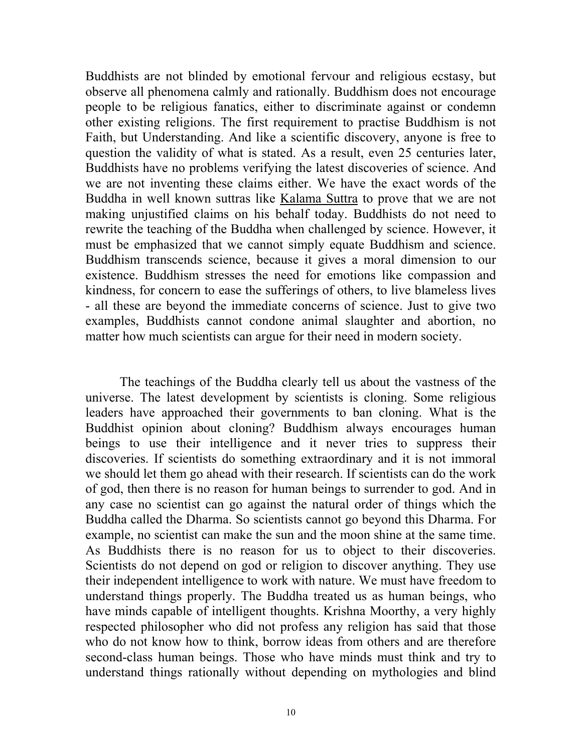Buddhists are not blinded by emotional fervour and religious ecstasy, but observe all phenomena calmly and rationally. Buddhism does not encourage people to be religious fanatics, either to discriminate against or condemn other existing religions. The first requirement to practise Buddhism is not Faith, but Understanding. And like a scientific discovery, anyone is free to question the validity of what is stated. As a result, even 25 centuries later, Buddhists have no problems verifying the latest discoveries of science. And we are not inventing these claims either. We have the exact words of the Buddha in well known suttras like Kalama Suttra to prove that we are not making unjustified claims on his behalf today. Buddhists do not need to rewrite the teaching of the Buddha when challenged by science. However, it must be emphasized that we cannot simply equate Buddhism and science. Buddhism transcends science, because it gives a moral dimension to our existence. Buddhism stresses the need for emotions like compassion and kindness, for concern to ease the sufferings of others, to live blameless lives - all these are beyond the immediate concerns of science. Just to give two examples, Buddhists cannot condone animal slaughter and abortion, no matter how much scientists can argue for their need in modern society.

The teachings of the Buddha clearly tell us about the vastness of the universe. The latest development by scientists is cloning. Some religious leaders have approached their governments to ban cloning. What is the Buddhist opinion about cloning? Buddhism always encourages human beings to use their intelligence and it never tries to suppress their discoveries. If scientists do something extraordinary and it is not immoral we should let them go ahead with their research. If scientists can do the work of god, then there is no reason for human beings to surrender to god. And in any case no scientist can go against the natural order of things which the Buddha called the Dharma. So scientists cannot go beyond this Dharma. For example, no scientist can make the sun and the moon shine at the same time. As Buddhists there is no reason for us to object to their discoveries. Scientists do not depend on god or religion to discover anything. They use their independent intelligence to work with nature. We must have freedom to understand things properly. The Buddha treated us as human beings, who have minds capable of intelligent thoughts. Krishna Moorthy, a very highly respected philosopher who did not profess any religion has said that those who do not know how to think, borrow ideas from others and are therefore second-class human beings. Those who have minds must think and try to understand things rationally without depending on mythologies and blind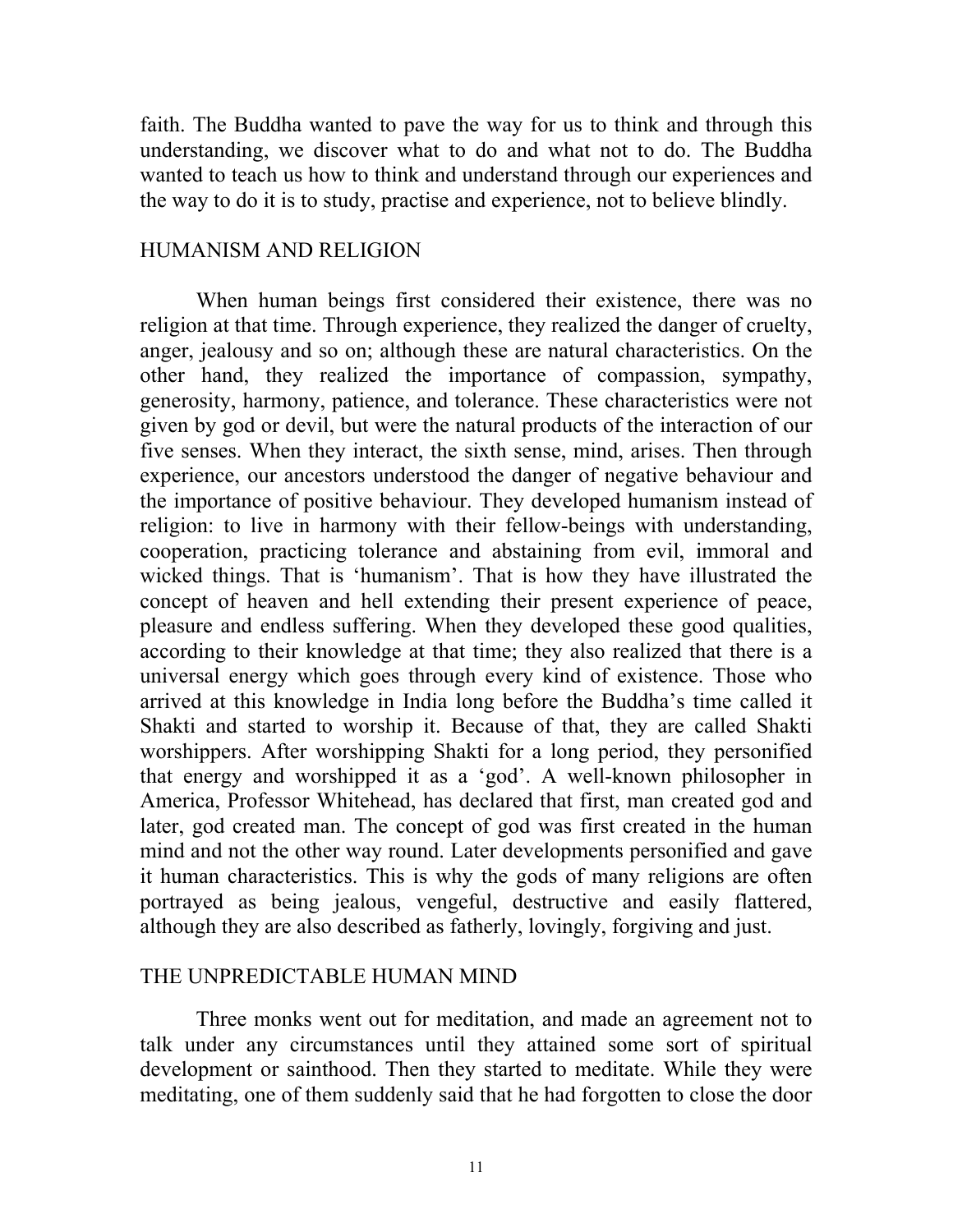faith. The Buddha wanted to pave the way for us to think and through this understanding, we discover what to do and what not to do. The Buddha wanted to teach us how to think and understand through our experiences and the way to do it is to study, practise and experience, not to believe blindly.

## HUMANISM AND RELIGION

When human beings first considered their existence, there was no religion at that time. Through experience, they realized the danger of cruelty, anger, jealousy and so on; although these are natural characteristics. On the other hand, they realized the importance of compassion, sympathy, generosity, harmony, patience, and tolerance. These characteristics were not given by god or devil, but were the natural products of the interaction of our five senses. When they interact, the sixth sense, mind, arises. Then through experience, our ancestors understood the danger of negative behaviour and the importance of positive behaviour. They developed humanism instead of religion: to live in harmony with their fellow-beings with understanding, cooperation, practicing tolerance and abstaining from evil, immoral and wicked things. That is 'humanism'. That is how they have illustrated the concept of heaven and hell extending their present experience of peace, pleasure and endless suffering. When they developed these good qualities, according to their knowledge at that time; they also realized that there is a universal energy which goes through every kind of existence. Those who arrived at this knowledge in India long before the Buddha's time called it Shakti and started to worship it. Because of that, they are called Shakti worshippers. After worshipping Shakti for a long period, they personified that energy and worshipped it as a 'god'. A well-known philosopher in America, Professor Whitehead, has declared that first, man created god and later, god created man. The concept of god was first created in the human mind and not the other way round. Later developments personified and gave it human characteristics. This is why the gods of many religions are often portrayed as being jealous, vengeful, destructive and easily flattered, although they are also described as fatherly, lovingly, forgiving and just.

## THE UNPREDICTABLE HUMAN MIND

Three monks went out for meditation, and made an agreement not to talk under any circumstances until they attained some sort of spiritual development or sainthood. Then they started to meditate. While they were meditating, one of them suddenly said that he had forgotten to close the door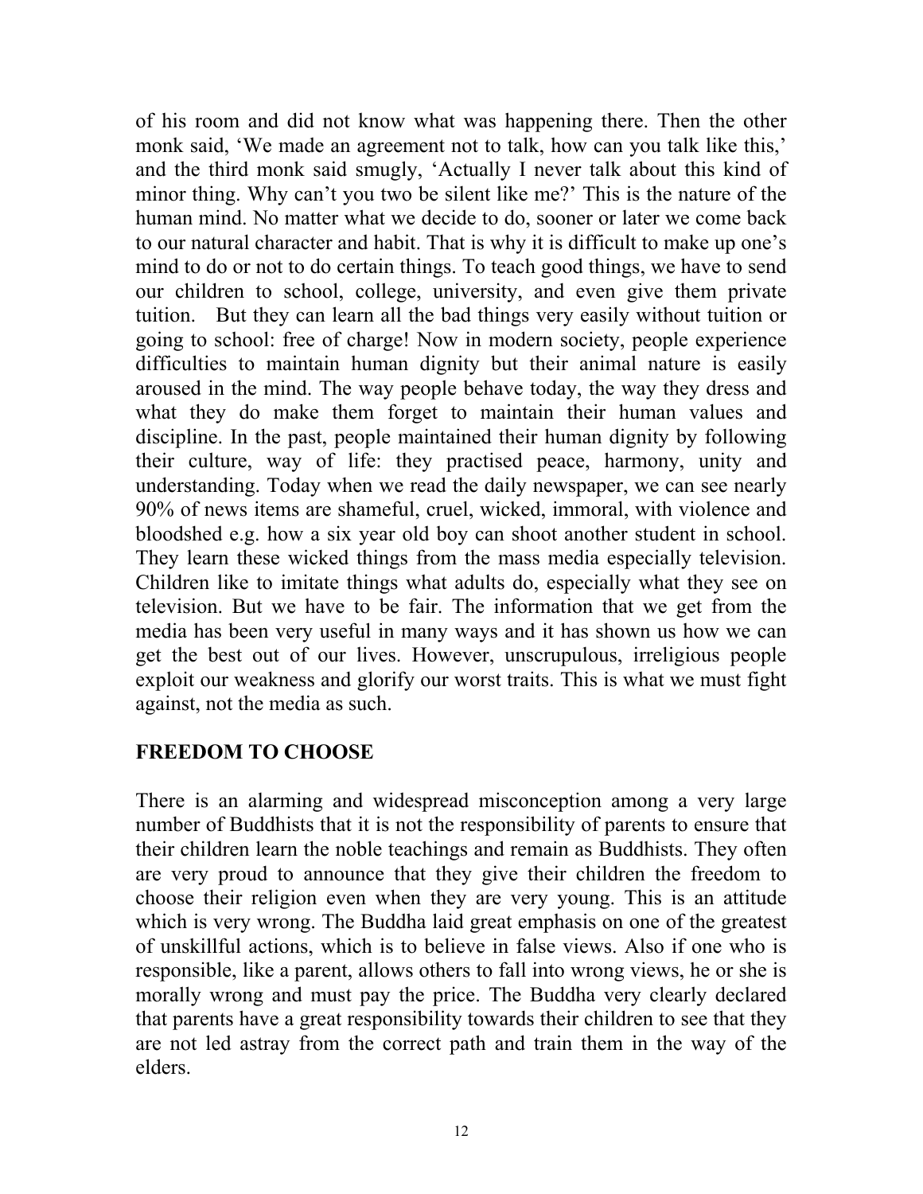of his room and did not know what was happening there. Then the other monk said, 'We made an agreement not to talk, how can you talk like this,' and the third monk said smugly, 'Actually I never talk about this kind of minor thing. Why can't you two be silent like me?' This is the nature of the human mind. No matter what we decide to do, sooner or later we come back to our natural character and habit. That is why it is difficult to make up one's mind to do or not to do certain things. To teach good things, we have to send our children to school, college, university, and even give them private tuition. But they can learn all the bad things very easily without tuition or going to school: free of charge! Now in modern society, people experience difficulties to maintain human dignity but their animal nature is easily aroused in the mind. The way people behave today, the way they dress and what they do make them forget to maintain their human values and discipline. In the past, people maintained their human dignity by following their culture, way of life: they practised peace, harmony, unity and understanding. Today when we read the daily newspaper, we can see nearly 90% of news items are shameful, cruel, wicked, immoral, with violence and bloodshed e.g. how a six year old boy can shoot another student in school. They learn these wicked things from the mass media especially television. Children like to imitate things what adults do, especially what they see on television. But we have to be fair. The information that we get from the media has been very useful in many ways and it has shown us how we can get the best out of our lives. However, unscrupulous, irreligious people exploit our weakness and glorify our worst traits. This is what we must fight against, not the media as such.

## FREEDOM TO CHOOSE

There is an alarming and widespread misconception among a very large number of Buddhists that it is not the responsibility of parents to ensure that their children learn the noble teachings and remain as Buddhists. They often are very proud to announce that they give their children the freedom to choose their religion even when they are very young. This is an attitude which is very wrong. The Buddha laid great emphasis on one of the greatest of unskillful actions, which is to believe in false views. Also if one who is responsible, like a parent, allows others to fall into wrong views, he or she is morally wrong and must pay the price. The Buddha very clearly declared that parents have a great responsibility towards their children to see that they are not led astray from the correct path and train them in the way of the elders.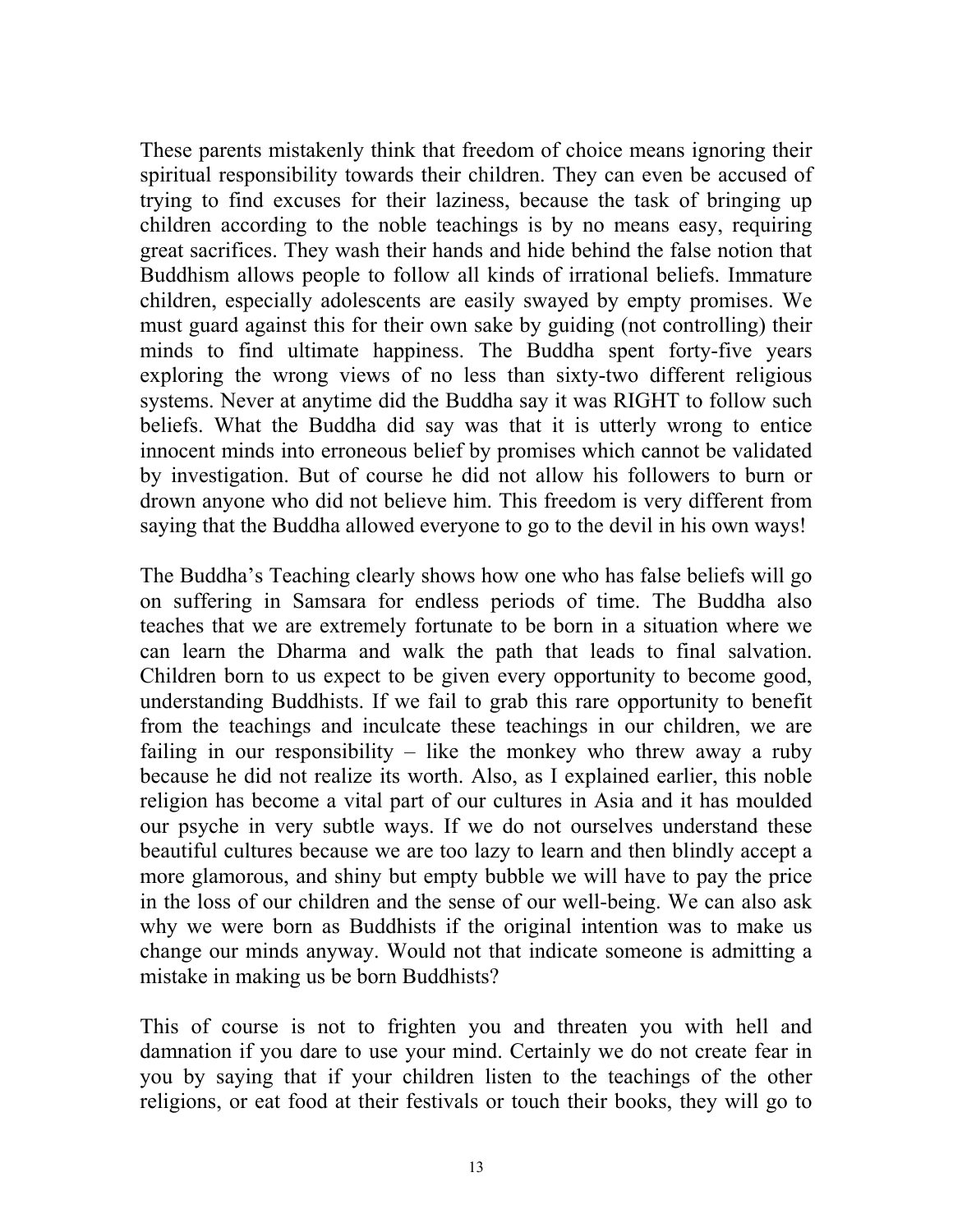These parents mistakenly think that freedom of choice means ignoring their spiritual responsibility towards their children. They can even be accused of trying to find excuses for their laziness, because the task of bringing up children according to the noble teachings is by no means easy, requiring great sacrifices. They wash their hands and hide behind the false notion that Buddhism allows people to follow all kinds of irrational beliefs. Immature children, especially adolescents are easily swayed by empty promises. We must guard against this for their own sake by guiding (not controlling) their minds to find ultimate happiness. The Buddha spent forty-five years exploring the wrong views of no less than sixty-two different religious systems. Never at anytime did the Buddha say it was RIGHT to follow such beliefs. What the Buddha did say was that it is utterly wrong to entice innocent minds into erroneous belief by promises which cannot be validated by investigation. But of course he did not allow his followers to burn or drown anyone who did not believe him. This freedom is very different from saying that the Buddha allowed everyone to go to the devil in his own ways!

The Buddha's Teaching clearly shows how one who has false beliefs will go on suffering in Samsara for endless periods of time. The Buddha also teaches that we are extremely fortunate to be born in a situation where we can learn the Dharma and walk the path that leads to final salvation. Children born to us expect to be given every opportunity to become good, understanding Buddhists. If we fail to grab this rare opportunity to benefit from the teachings and inculcate these teachings in our children, we are failing in our responsibility – like the monkey who threw away a ruby because he did not realize its worth. Also, as I explained earlier, this noble religion has become a vital part of our cultures in Asia and it has moulded our psyche in very subtle ways. If we do not ourselves understand these beautiful cultures because we are too lazy to learn and then blindly accept a more glamorous, and shiny but empty bubble we will have to pay the price in the loss of our children and the sense of our well-being. We can also ask why we were born as Buddhists if the original intention was to make us change our minds anyway. Would not that indicate someone is admitting a mistake in making us be born Buddhists?

This of course is not to frighten you and threaten you with hell and damnation if you dare to use your mind. Certainly we do not create fear in you by saying that if your children listen to the teachings of the other religions, or eat food at their festivals or touch their books, they will go to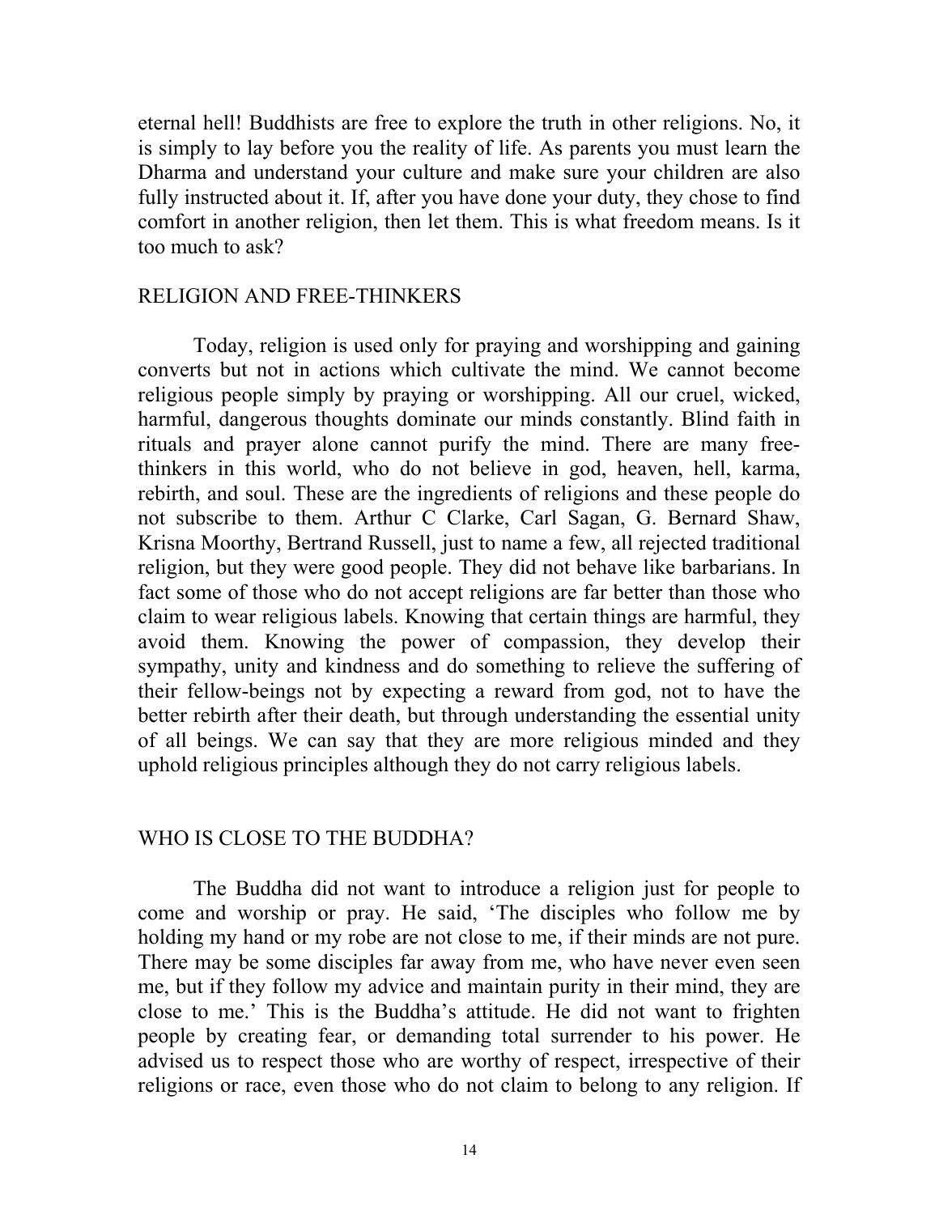eternal hell! Buddhists are free to explore the truth in other religions. No, it is simply to lay before you the reality of life. As parents you must learn the Dharma and understand your culture and make sure your children are also fully instructed about it. If, after you have done your duty, they chose to find comfort in another religion, then let them. This is what freedom means. Is it too much to ask?

## RELIGION AND FREE-THINKERS

Today, religion is used only for praying and worshipping and gaining converts but not in actions which cultivate the mind. We cannot become religious people simply by praying or worshipping. All our cruel, wicked, harmful, dangerous thoughts dominate our minds constantly. Blind faith in rituals and prayer alone cannot purify the mind. There are many free-thinkers in this world, who do not believe in god, heaven, hell, karma, rebirth, and soul. These are the ingredients of religions and these people do not subscribe to them. Arthur C Clarke, Carl Sagan, G. Bernard Shaw, Krisna Moorthy, Bertrand Russell, just to name a few, all rejected traditional religion, but they were good people. They did not behave like barbarians. In fact some of those who do not accept religions are far better than those who claim to wear religious labels. Knowing that certain things are harmful, they avoid them. Knowing the power of compassion, they develop their sympathy, unity and kindness and do something to relieve the suffering of their fellow-beings not by expecting a reward from god, not to have the better rebirth after their death, but through understanding the essential unity of all beings. We can say that they are more religious minded and they uphold religious principles although they do not carry religious labels.

## WHO IS CLOSE TO THE BUDDHA?

The Buddha did not want to introduce a religion just for people to come and worship or pray. He said, 'The disciples who follow me by holding my hand or my robe are not close to me, if their minds are not pure. There may be some disciples far away from me, who have never even seen me, but if they follow my advice and maintain purity in their mind, they are close to me.' This is the Buddha's attitude. He did not want to frighten people by creating fear, or demanding total surrender to his power. He advised us to respect those who are worthy of respect, irrespective of their religions or race, even those who do not claim to belong to any religion. If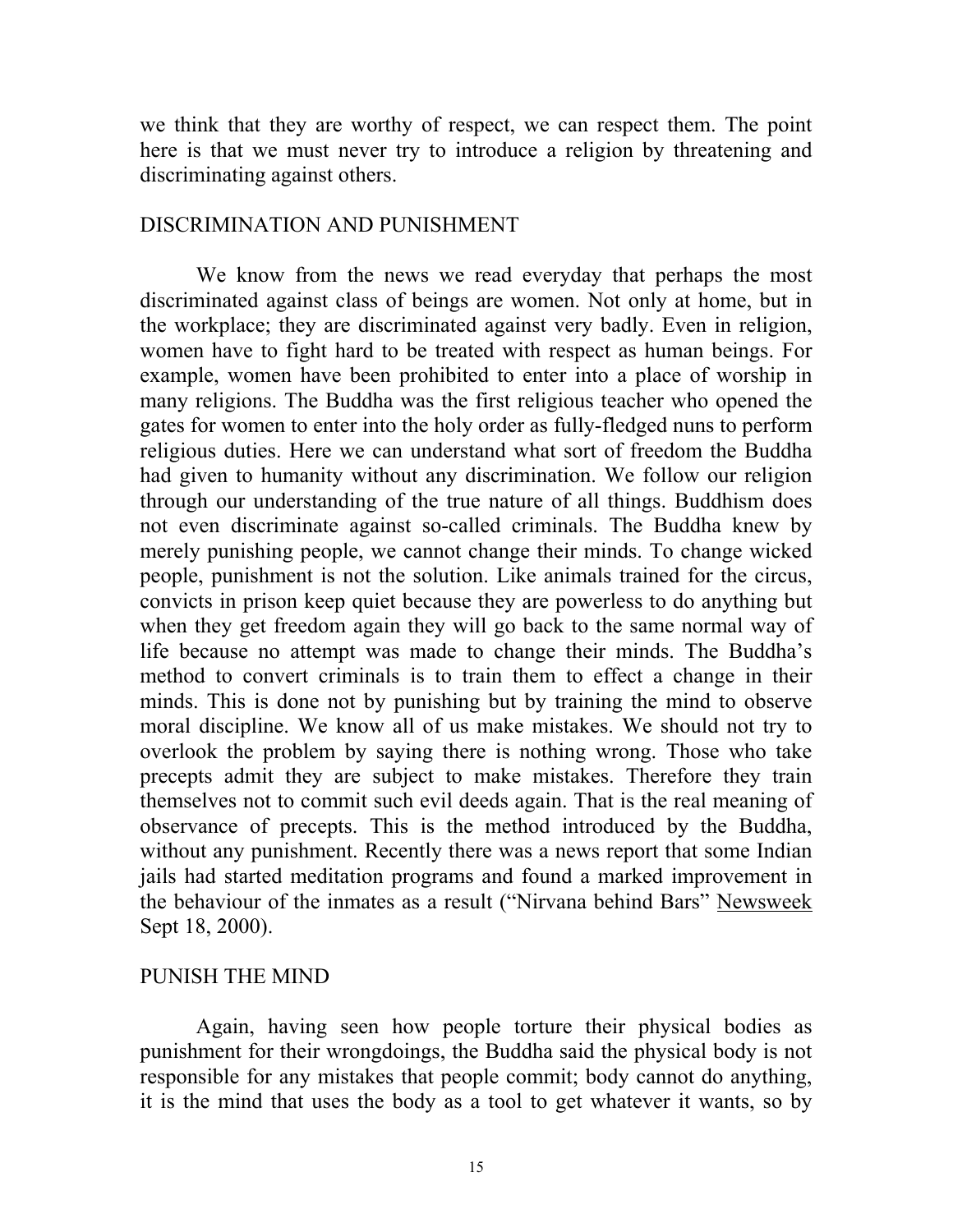we think that they are worthy of respect, we can respect them. The point here is that we must never try to introduce a religion by threatening and discriminating against others.

## DISCRIMINATION AND PUNISHMENT

We know from the news we read everyday that perhaps the most discriminated against class of beings are women. Not only at home, but in the workplace; they are discriminated against very badly. Even in religion, women have to fight hard to be treated with respect as human beings. For example, women have been prohibited to enter into a place of worship in many religions. The Buddha was the first religious teacher who opened the gates for women to enter into the holy order as fully-fledged nuns to perform religious duties. Here we can understand what sort of freedom the Buddha had given to humanity without any discrimination. We follow our religion through our understanding of the true nature of all things. Buddhism does not even discriminate against so-called criminals. The Buddha knew by merely punishing people, we cannot change their minds. To change wicked people, punishment is not the solution. Like animals trained for the circus, convicts in prison keep quiet because they are powerless to do anything but when they get freedom again they will go back to the same normal way of life because no attempt was made to change their minds. The Buddha's method to convert criminals is to train them to effect a change in their minds. This is done not by punishing but by training the mind to observe moral discipline. We know all of us make mistakes. We should not try to overlook the problem by saying there is nothing wrong. Those who take precepts admit they are subject to make mistakes. Therefore they train themselves not to commit such evil deeds again. That is the real meaning of observance of precepts. This is the method introduced by the Buddha, without any punishment. Recently there was a news report that some Indian jails had started meditation programs and found a marked improvement in the behaviour of the inmates as a result ("Nirvana behind Bars" Newsweek Sept 18, 2000).

## PUNISH THE MIND

Again, having seen how people torture their physical bodies as punishment for their wrongdoings, the Buddha said the physical body is not responsible for any mistakes that people commit; body cannot do anything, it is the mind that uses the body as a tool to get whatever it wants, so by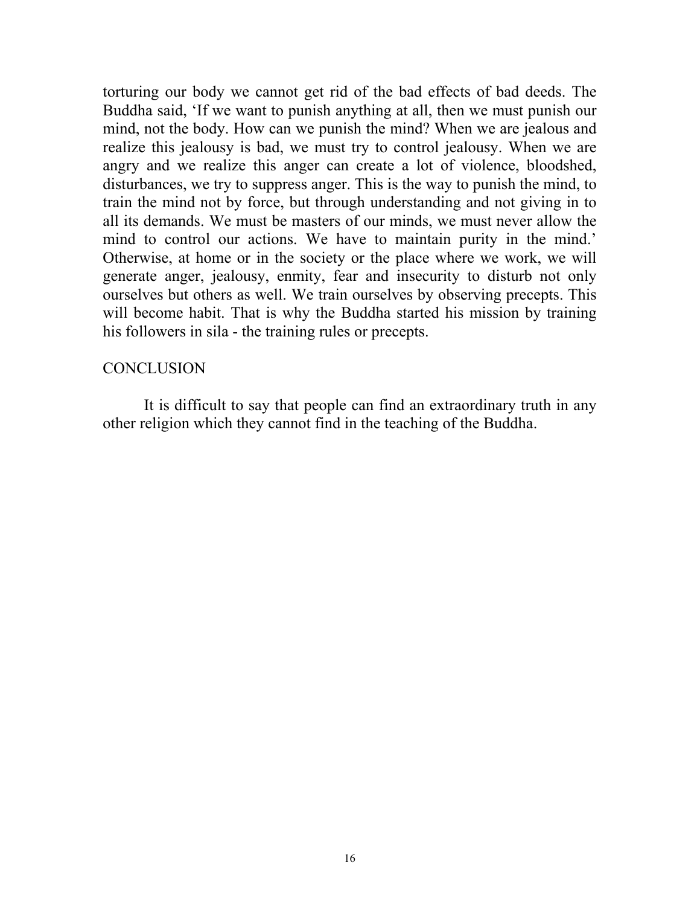torturing our body we cannot get rid of the bad effects of bad deeds. The Buddha said, 'If we want to punish anything at all, then we must punish our mind, not the body. How can we punish the mind? When we are jealous and realize this jealousy is bad, we must try to control jealousy. When we are angry and we realize this anger can create a lot of violence, bloodshed, disturbances, we try to suppress anger. This is the way to punish the mind, to train the mind not by force, but through understanding and not giving in to all its demands. We must be masters of our minds, we must never allow the mind to control our actions. We have to maintain purity in the mind.' Otherwise, at home or in the society or the place where we work, we will generate anger, jealousy, enmity, fear and insecurity to disturb not only ourselves but others as well. We train ourselves by observing precepts. This will become habit. That is why the Buddha started his mission by training his followers in sila - the training rules or precepts.

## CONCLUSION

It is difficult to say that people can find an extraordinary truth in any other religion which they cannot find in the teaching of the Buddha.